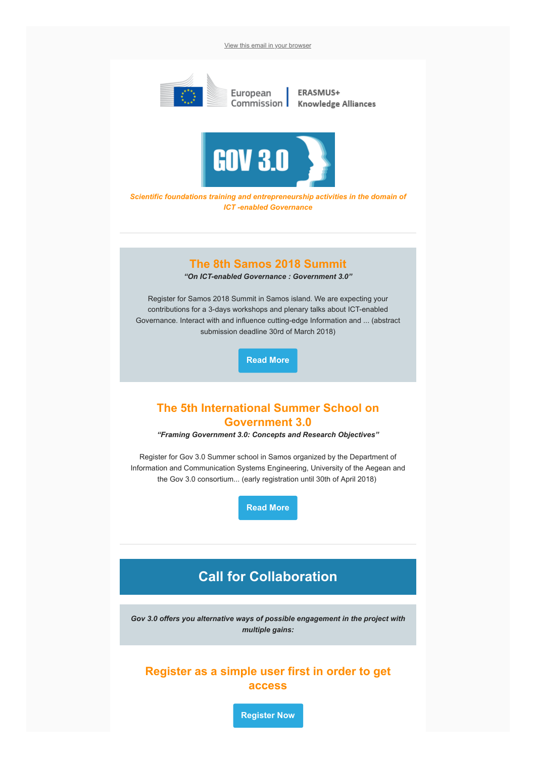View this email in your browser

European Commission | ERASMUS+ Knowledge Alliances

GOV 3.0

*Scientific foundations training and entrepreneurship activities in the domain of ICT -enabled Governance*

---

## The 8th Samos 2018 Summit

***"On ICT-enabled Governance : Government 3.0"***

Register for Samos 2018 Summit in Samos island. We are expecting your contributions for a 3-days workshops and plenary talks about ICT-enabled Governance. Interact with and influence cutting-edge Information and ... (abstract submission deadline 30rd of March 2018)

**Read More**

## The 5th International Summer School on Government 3.0

***"Framing Government 3.0: Concepts and Research Objectives"***

Register for Gov 3.0 Summer school in Samos organized by the Department of Information and Communication Systems Engineering, University of the Aegean and the Gov 3.0 consortium... (early registration until 30th of April 2018)

**Read More**

---

# Call for Collaboration

***Gov 3.0 offers you alternative ways of possible engagement in the project with multiple gains:***

## Register as a simple user first in order to get access

**Register Now**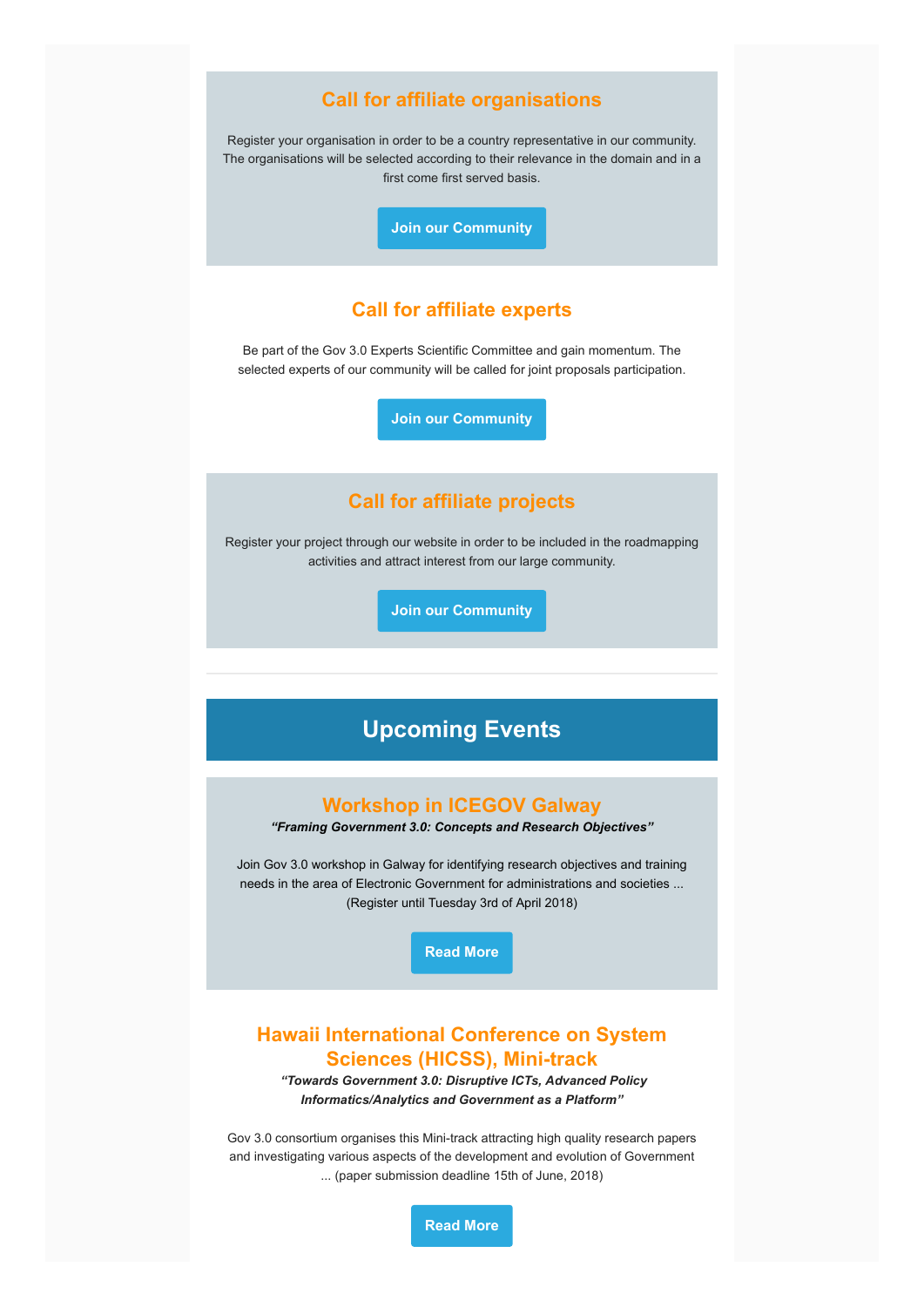## Call for affiliate organisations

Register your organisation in order to be a country representative in our community. The organisations will be selected according to their relevance in the domain and in a first come first served basis.

**Join our Community**

## Call for affiliate experts

Be part of the Gov 3.0 Experts Scientific Committee and gain momentum. The selected experts of our community will be called for joint proposals participation.

**Join our Community**

## Call for affiliate projects

Register your project through our website in order to be included in the roadmapping activities and attract interest from our large community.

**Join our Community**

---

# Upcoming Events

## Workshop in ICEGOV Galway

***"Framing Government 3.0: Concepts and Research Objectives"***

Join Gov 3.0 workshop in Galway for identifying research objectives and training needs in the area of Electronic Government for administrations and societies ... (Register until Tuesday 3rd of April 2018)

**Read More**

## Hawaii International Conference on System Sciences (HICSS), Mini-track

***"Towards Government 3.0: Disruptive ICTs, Advanced Policy Informatics/Analytics and Government as a Platform"***

Gov 3.0 consortium organises this Mini-track attracting high quality research papers and investigating various aspects of the development and evolution of Government ... (paper submission deadline 15th of June, 2018)

**Read More**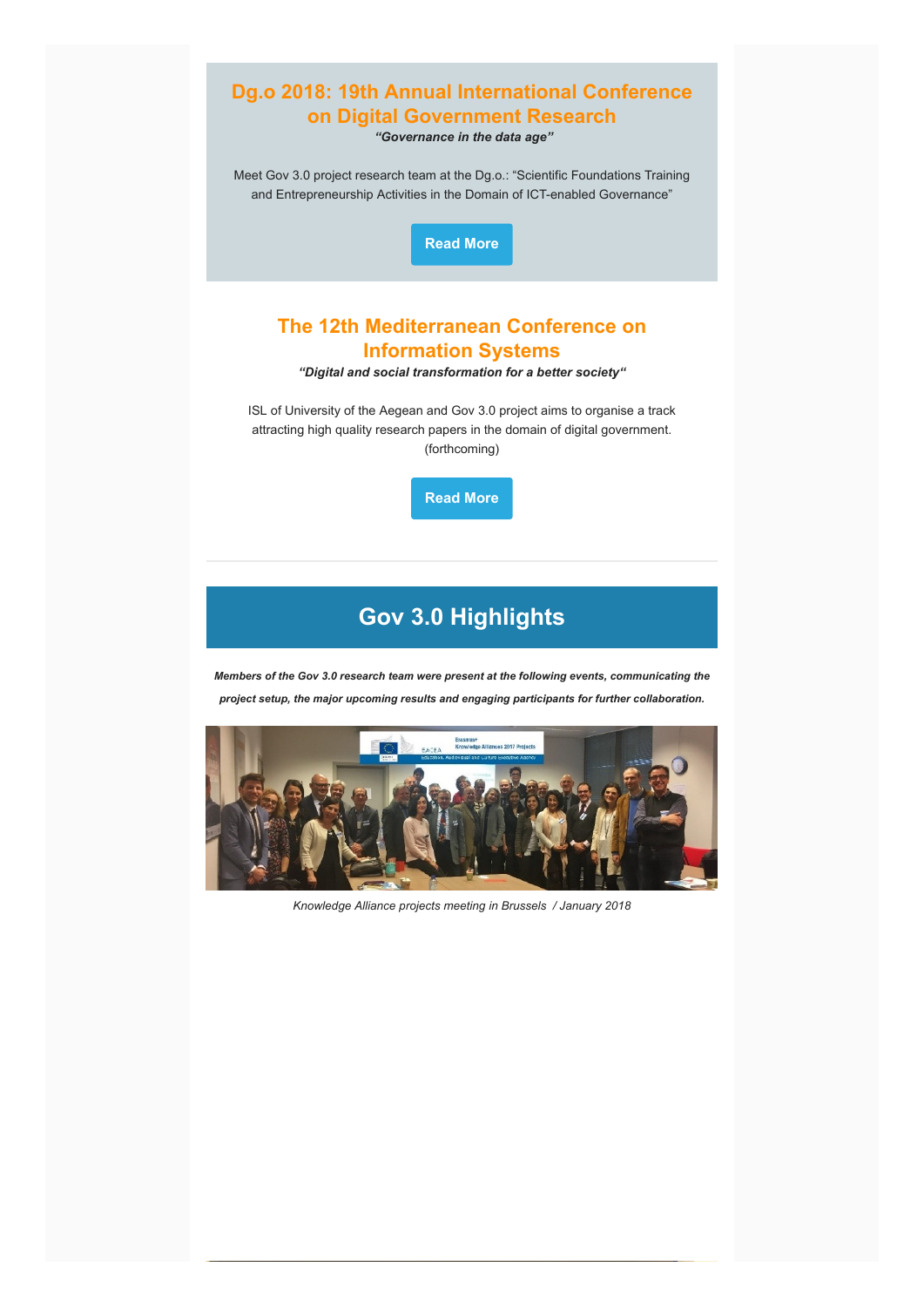## Dg.o 2018: 19th Annual International Conference on Digital Government Research

***"Governance in the data age"***

Meet Gov 3.0 project research team at the Dg.o.: "Scientific Foundations Training and Entrepreneurship Activities in the Domain of ICT-enabled Governance"

Read More

## The 12th Mediterranean Conference on Information Systems

***"Digital and social transformation for a better society"***

ISL of University of the Aegean and Gov 3.0 project aims to organise a track attracting high quality research papers in the domain of digital government. (forthcoming)

Read More

---

# Gov 3.0 Highlights

***Members of the Gov 3.0 research team were present at the following events, communicating the project setup, the major upcoming results and engaging participants for further collaboration.***

*Knowledge Alliance projects meeting in Brussels / January 2018*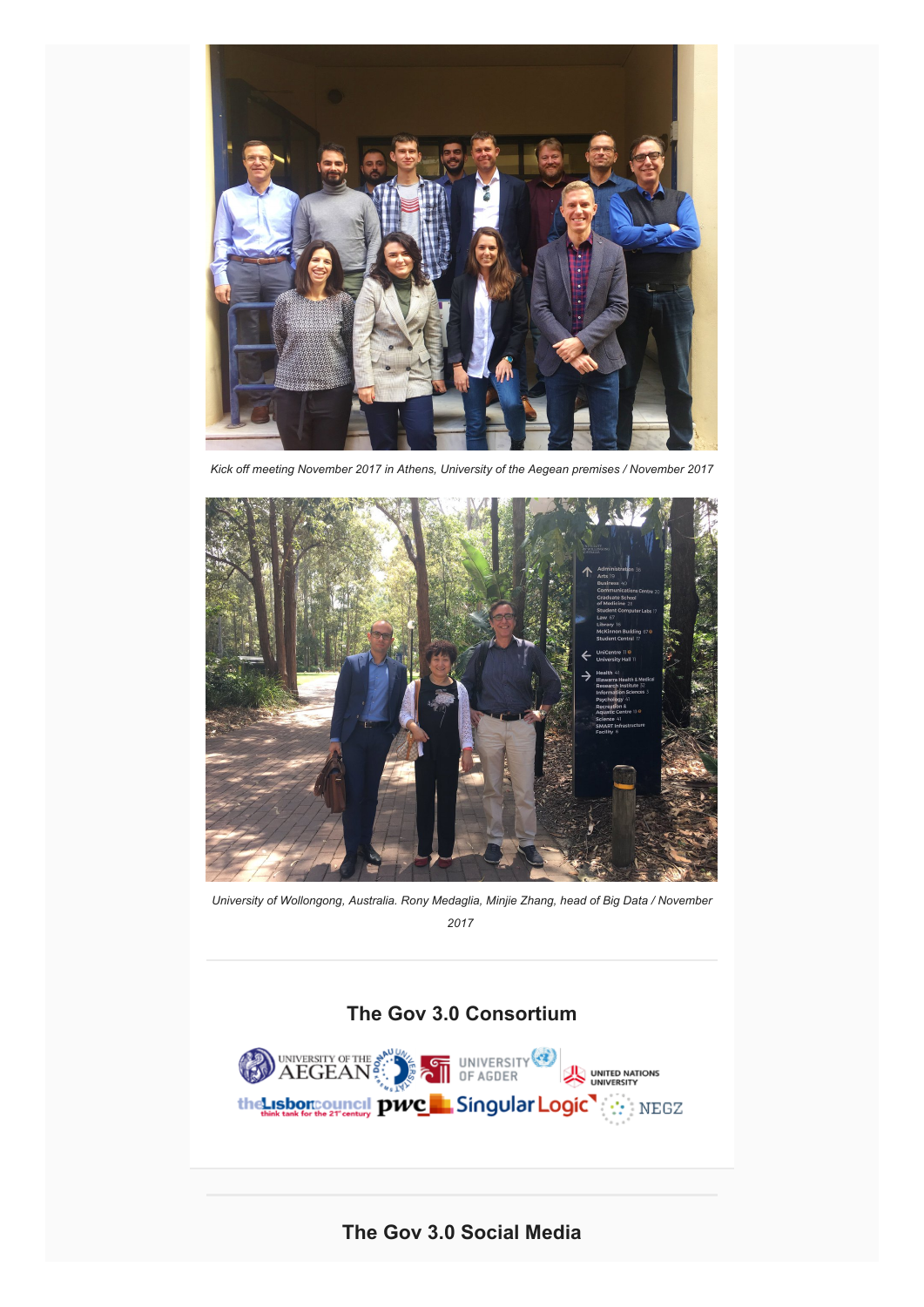*Kick off meeting November 2017 in Athens, University of the Aegean premises / November 2017*

*University of Wollongong, Australia. Rony Medaglia, Minjie Zhang, head of Big Data / November 2017*

## The Gov 3.0 Consortium

## The Gov 3.0 Social Media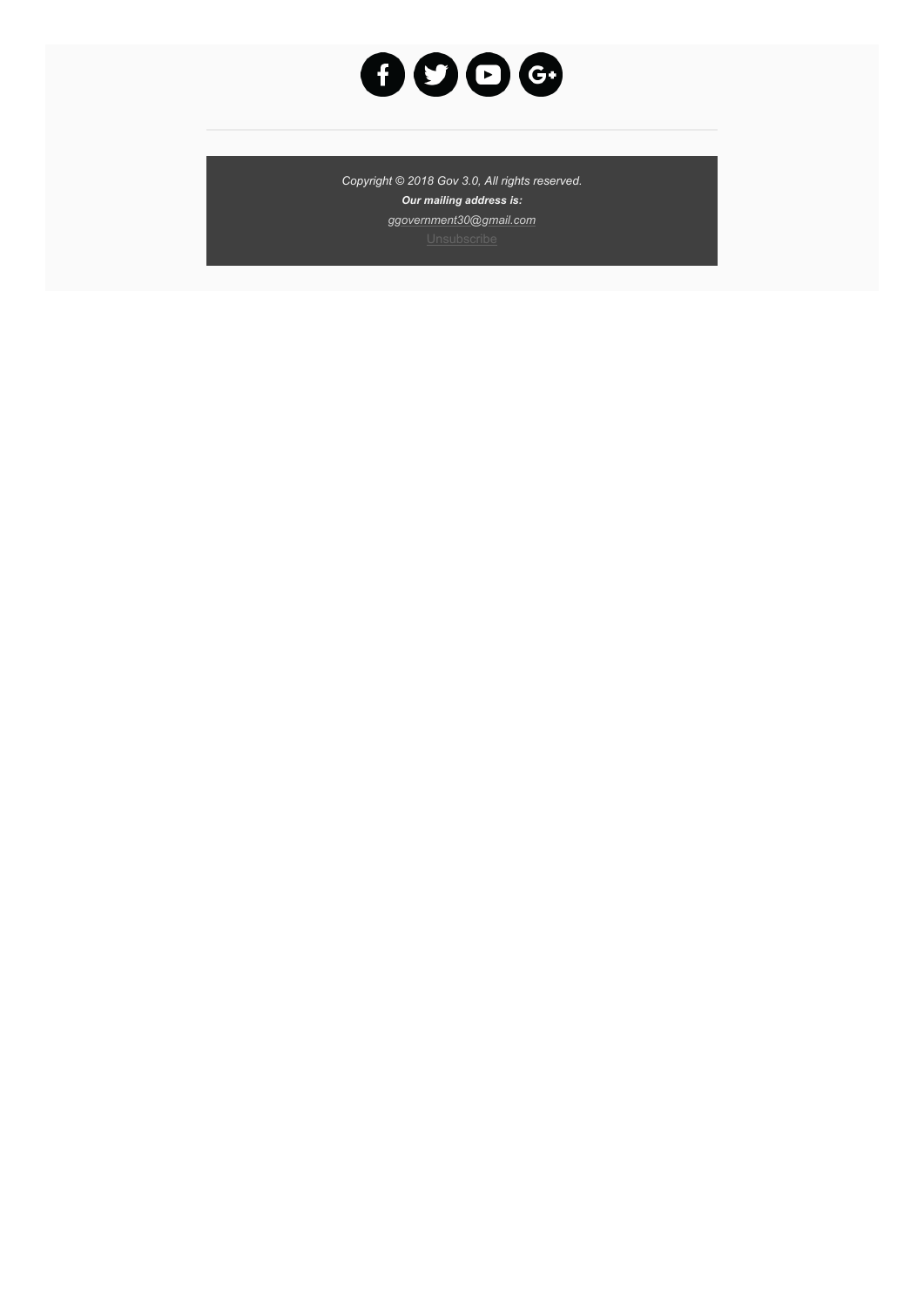*Copyright © 2018 Gov 3.0, All rights reserved.*

***Our mailing address is:***

*ggovernment30@gmail.com*

Unsubscribe